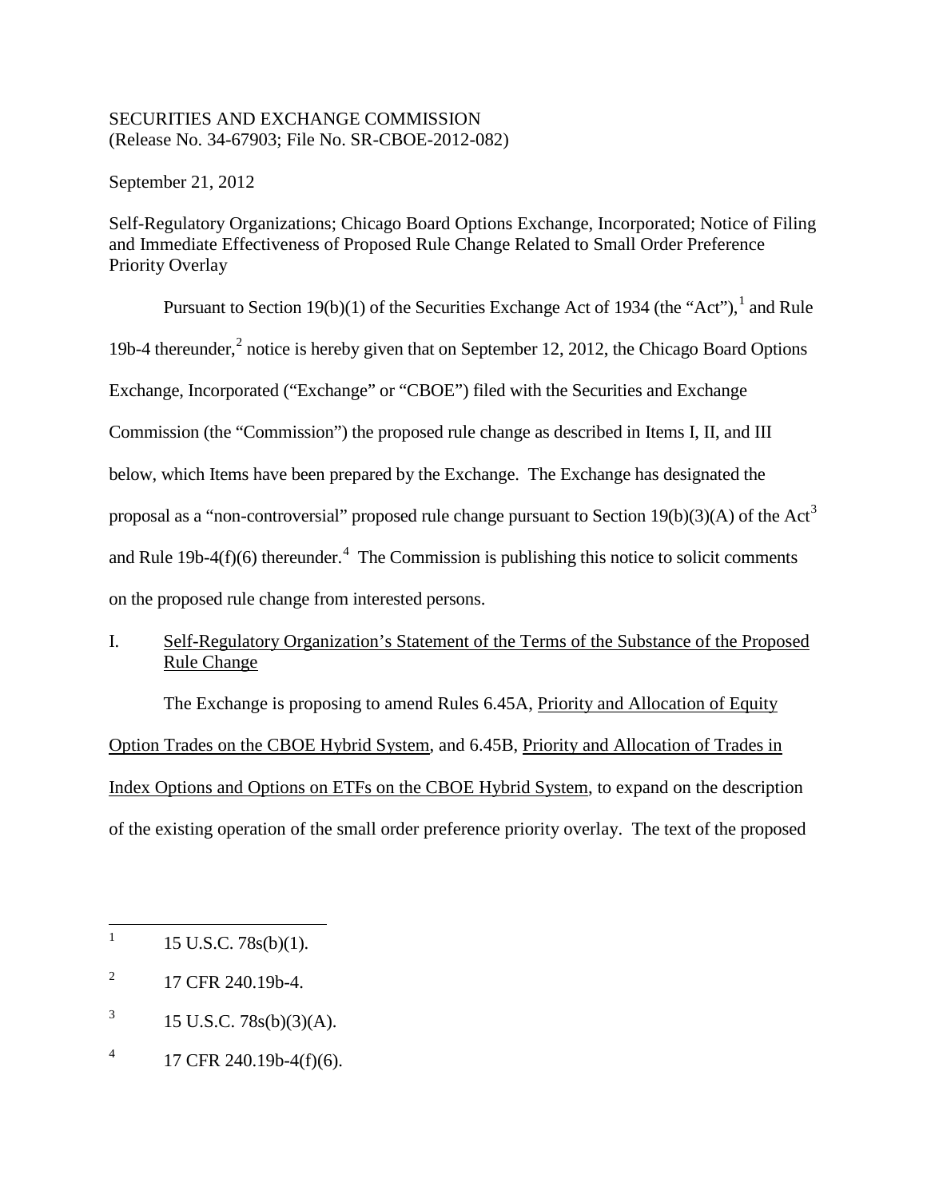SECURITIES AND EXCHANGE COMMISSION
(Release No. 34-67903; File No. SR-CBOE-2012-082)

September 21, 2012

Self-Regulatory Organizations; Chicago Board Options Exchange, Incorporated; Notice of Filing and Immediate Effectiveness of Proposed Rule Change Related to Small Order Preference Priority Overlay

Pursuant to Section 19(b)(1) of the Securities Exchange Act of 1934 (the "Act"),[1] and Rule 19b-4 thereunder,[2] notice is hereby given that on September 12, 2012, the Chicago Board Options Exchange, Incorporated ("Exchange" or "CBOE") filed with the Securities and Exchange Commission (the "Commission") the proposed rule change as described in Items I, II, and III below, which Items have been prepared by the Exchange. The Exchange has designated the proposal as a "non-controversial" proposed rule change pursuant to Section 19(b)(3)(A) of the Act[3] and Rule 19b-4(f)(6) thereunder.[4] The Commission is publishing this notice to solicit comments on the proposed rule change from interested persons.

I. Self-Regulatory Organization's Statement of the Terms of the Substance of the Proposed Rule Change

The Exchange is proposing to amend Rules 6.45A, Priority and Allocation of Equity Option Trades on the CBOE Hybrid System, and 6.45B, Priority and Allocation of Trades in Index Options and Options on ETFs on the CBOE Hybrid System, to expand on the description of the existing operation of the small order preference priority overlay. The text of the proposed

---

[1] 15 U.S.C. 78s(b)(1).

[2] 17 CFR 240.19b-4.

[3] 15 U.S.C. 78s(b)(3)(A).

[4] 17 CFR 240.19b-4(f)(6).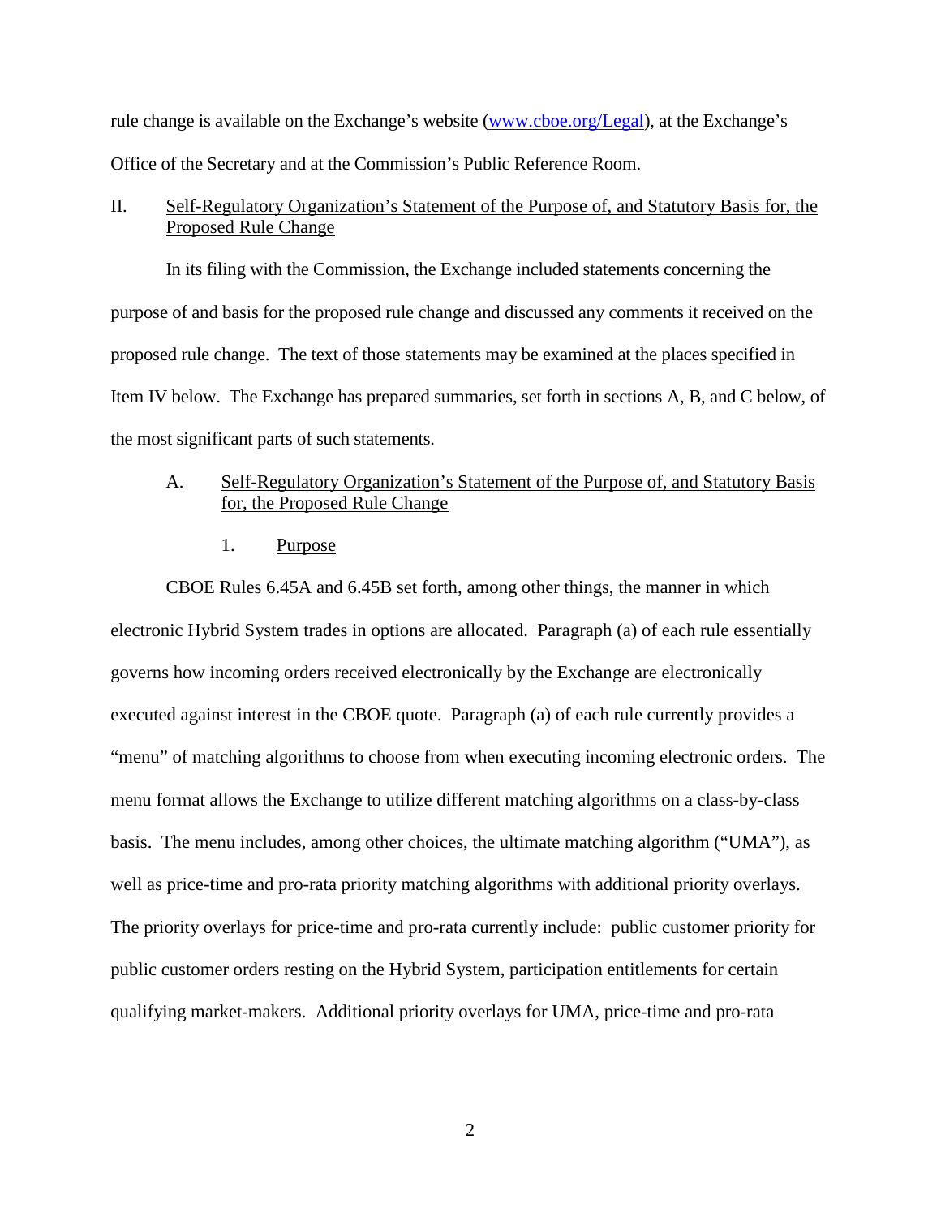rule change is available on the Exchange's website ([www.cboe.org/Legal](www.cboe.org/Legal)), at the Exchange's Office of the Secretary and at the Commission's Public Reference Room.

## II. Self-Regulatory Organization's Statement of the Purpose of, and Statutory Basis for, the Proposed Rule Change

In its filing with the Commission, the Exchange included statements concerning the purpose of and basis for the proposed rule change and discussed any comments it received on the proposed rule change. The text of those statements may be examined at the places specified in Item IV below. The Exchange has prepared summaries, set forth in sections A, B, and C below, of the most significant parts of such statements.

### A. Self-Regulatory Organization's Statement of the Purpose of, and Statutory Basis for, the Proposed Rule Change

#### 1. Purpose

CBOE Rules 6.45A and 6.45B set forth, among other things, the manner in which electronic Hybrid System trades in options are allocated. Paragraph (a) of each rule essentially governs how incoming orders received electronically by the Exchange are electronically executed against interest in the CBOE quote. Paragraph (a) of each rule currently provides a "menu" of matching algorithms to choose from when executing incoming electronic orders. The menu format allows the Exchange to utilize different matching algorithms on a class-by-class basis. The menu includes, among other choices, the ultimate matching algorithm ("UMA"), as well as price-time and pro-rata priority matching algorithms with additional priority overlays. The priority overlays for price-time and pro-rata currently include: public customer priority for public customer orders resting on the Hybrid System, participation entitlements for certain qualifying market-makers. Additional priority overlays for UMA, price-time and pro-rata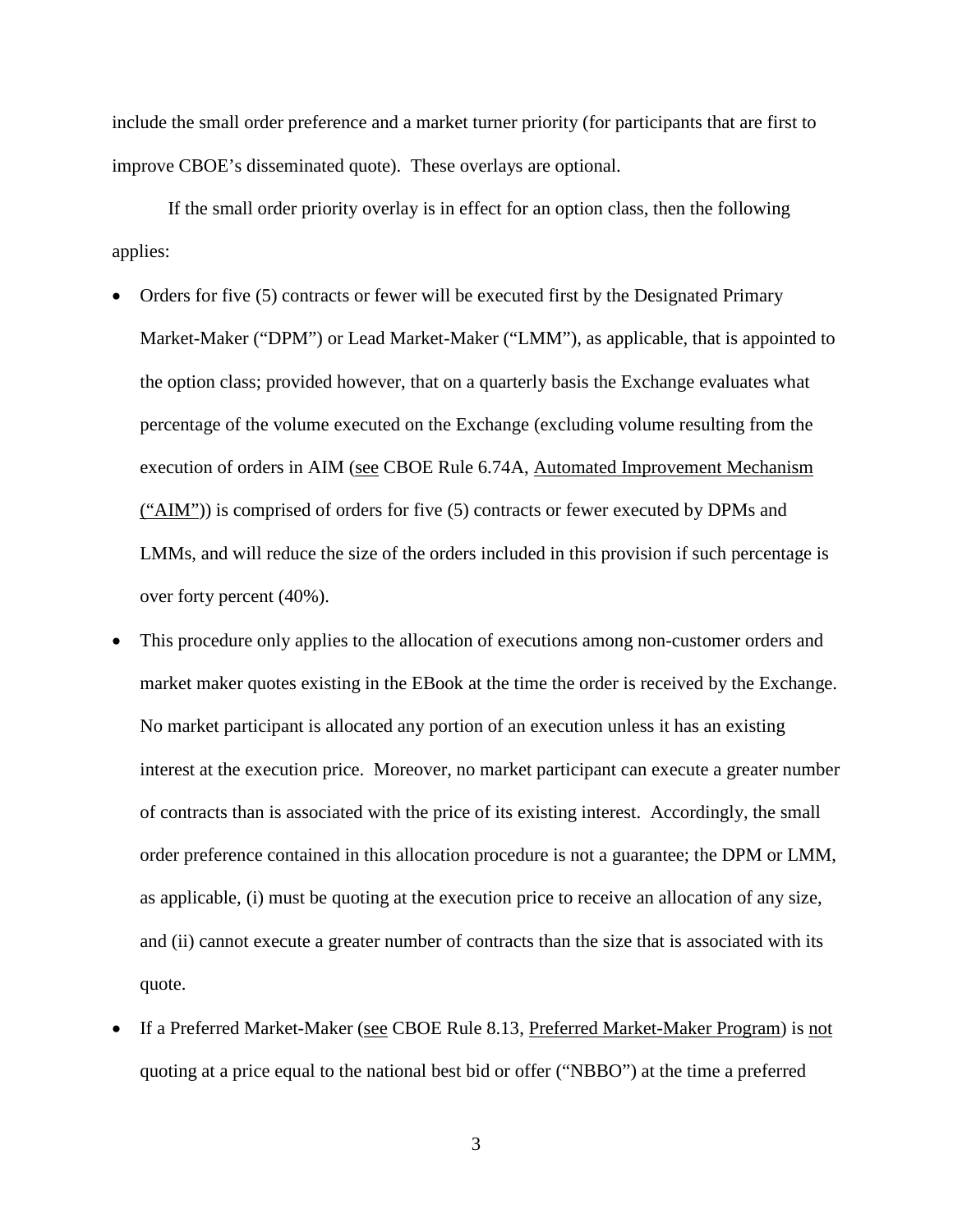include the small order preference and a market turner priority (for participants that are first to improve CBOE's disseminated quote). These overlays are optional.

If the small order priority overlay is in effect for an option class, then the following applies:

- Orders for five (5) contracts or fewer will be executed first by the Designated Primary Market-Maker ("DPM") or Lead Market-Maker ("LMM"), as applicable, that is appointed to the option class; provided however, that on a quarterly basis the Exchange evaluates what percentage of the volume executed on the Exchange (excluding volume resulting from the execution of orders in AIM (see CBOE Rule 6.74A, Automated Improvement Mechanism ("AIM")) is comprised of orders for five (5) contracts or fewer executed by DPMs and LMMs, and will reduce the size of the orders included in this provision if such percentage is over forty percent (40%).
- This procedure only applies to the allocation of executions among non-customer orders and market maker quotes existing in the EBook at the time the order is received by the Exchange. No market participant is allocated any portion of an execution unless it has an existing interest at the execution price. Moreover, no market participant can execute a greater number of contracts than is associated with the price of its existing interest. Accordingly, the small order preference contained in this allocation procedure is not a guarantee; the DPM or LMM, as applicable, (i) must be quoting at the execution price to receive an allocation of any size, and (ii) cannot execute a greater number of contracts than the size that is associated with its quote.
- If a Preferred Market-Maker (see CBOE Rule 8.13, Preferred Market-Maker Program) is not quoting at a price equal to the national best bid or offer ("NBBO") at the time a preferred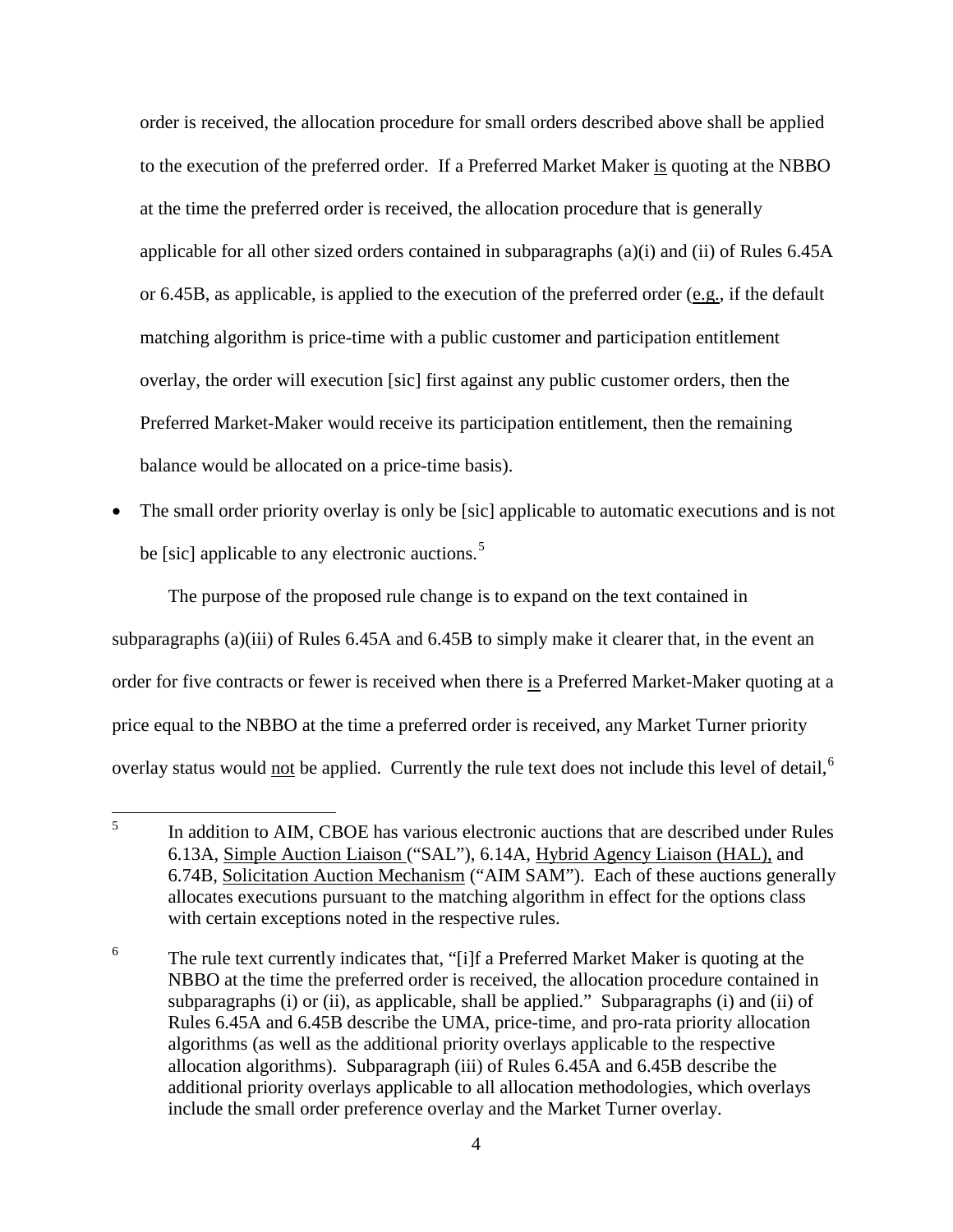order is received, the allocation procedure for small orders described above shall be applied to the execution of the preferred order. If a Preferred Market Maker is quoting at the NBBO at the time the preferred order is received, the allocation procedure that is generally applicable for all other sized orders contained in subparagraphs (a)(i) and (ii) of Rules 6.45A or 6.45B, as applicable, is applied to the execution of the preferred order (e.g., if the default matching algorithm is price-time with a public customer and participation entitlement overlay, the order will execution [sic] first against any public customer orders, then the Preferred Market-Maker would receive its participation entitlement, then the remaining balance would be allocated on a price-time basis).

- The small order priority overlay is only be [sic] applicable to automatic executions and is not be [sic] applicable to any electronic auctions.[5]

The purpose of the proposed rule change is to expand on the text contained in subparagraphs (a)(iii) of Rules 6.45A and 6.45B to simply make it clearer that, in the event an order for five contracts or fewer is received when there is a Preferred Market-Maker quoting at a price equal to the NBBO at the time a preferred order is received, any Market Turner priority overlay status would not be applied. Currently the rule text does not include this level of detail,[6]

---

[5] In addition to AIM, CBOE has various electronic auctions that are described under Rules 6.13A, Simple Auction Liaison ("SAL"), 6.14A, Hybrid Agency Liaison (HAL), and 6.74B, Solicitation Auction Mechanism ("AIM SAM"). Each of these auctions generally allocates executions pursuant to the matching algorithm in effect for the options class with certain exceptions noted in the respective rules.

[6] The rule text currently indicates that, "[i]f a Preferred Market Maker is quoting at the NBBO at the time the preferred order is received, the allocation procedure contained in subparagraphs (i) or (ii), as applicable, shall be applied." Subparagraphs (i) and (ii) of Rules 6.45A and 6.45B describe the UMA, price-time, and pro-rata priority allocation algorithms (as well as the additional priority overlays applicable to the respective allocation algorithms). Subparagraph (iii) of Rules 6.45A and 6.45B describe the additional priority overlays applicable to all allocation methodologies, which overlays include the small order preference overlay and the Market Turner overlay.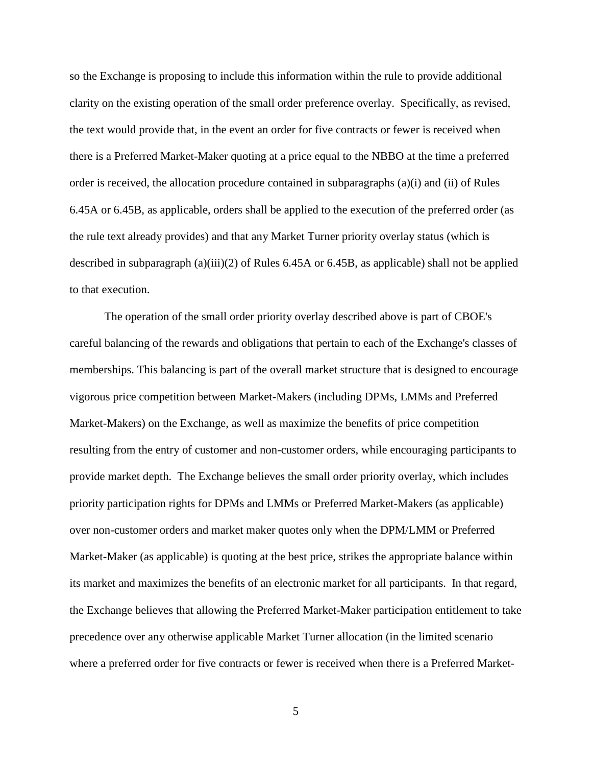so the Exchange is proposing to include this information within the rule to provide additional clarity on the existing operation of the small order preference overlay. Specifically, as revised, the text would provide that, in the event an order for five contracts or fewer is received when there is a Preferred Market-Maker quoting at a price equal to the NBBO at the time a preferred order is received, the allocation procedure contained in subparagraphs (a)(i) and (ii) of Rules 6.45A or 6.45B, as applicable, orders shall be applied to the execution of the preferred order (as the rule text already provides) and that any Market Turner priority overlay status (which is described in subparagraph (a)(iii)(2) of Rules 6.45A or 6.45B, as applicable) shall not be applied to that execution.

The operation of the small order priority overlay described above is part of CBOE's careful balancing of the rewards and obligations that pertain to each of the Exchange's classes of memberships. This balancing is part of the overall market structure that is designed to encourage vigorous price competition between Market-Makers (including DPMs, LMMs and Preferred Market-Makers) on the Exchange, as well as maximize the benefits of price competition resulting from the entry of customer and non-customer orders, while encouraging participants to provide market depth. The Exchange believes the small order priority overlay, which includes priority participation rights for DPMs and LMMs or Preferred Market-Makers (as applicable) over non-customer orders and market maker quotes only when the DPM/LMM or Preferred Market-Maker (as applicable) is quoting at the best price, strikes the appropriate balance within its market and maximizes the benefits of an electronic market for all participants. In that regard, the Exchange believes that allowing the Preferred Market-Maker participation entitlement to take precedence over any otherwise applicable Market Turner allocation (in the limited scenario where a preferred order for five contracts or fewer is received when there is a Preferred Market-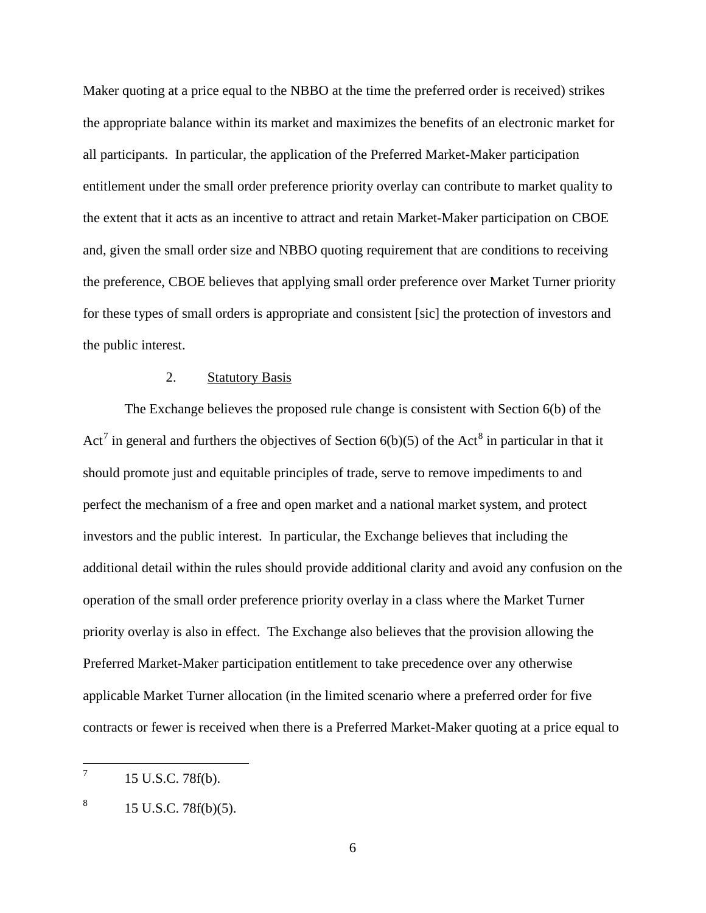Maker quoting at a price equal to the NBBO at the time the preferred order is received) strikes the appropriate balance within its market and maximizes the benefits of an electronic market for all participants. In particular, the application of the Preferred Market-Maker participation entitlement under the small order preference priority overlay can contribute to market quality to the extent that it acts as an incentive to attract and retain Market-Maker participation on CBOE and, given the small order size and NBBO quoting requirement that are conditions to receiving the preference, CBOE believes that applying small order preference over Market Turner priority for these types of small orders is appropriate and consistent [sic] the protection of investors and the public interest.

2. Statutory Basis

The Exchange believes the proposed rule change is consistent with Section 6(b) of the Act[7] in general and furthers the objectives of Section 6(b)(5) of the Act[8] in particular in that it should promote just and equitable principles of trade, serve to remove impediments to and perfect the mechanism of a free and open market and a national market system, and protect investors and the public interest. In particular, the Exchange believes that including the additional detail within the rules should provide additional clarity and avoid any confusion on the operation of the small order preference priority overlay in a class where the Market Turner priority overlay is also in effect. The Exchange also believes that the provision allowing the Preferred Market-Maker participation entitlement to take precedence over any otherwise applicable Market Turner allocation (in the limited scenario where a preferred order for five contracts or fewer is received when there is a Preferred Market-Maker quoting at a price equal to

---

[7] 15 U.S.C. 78f(b).

[8] 15 U.S.C. 78f(b)(5).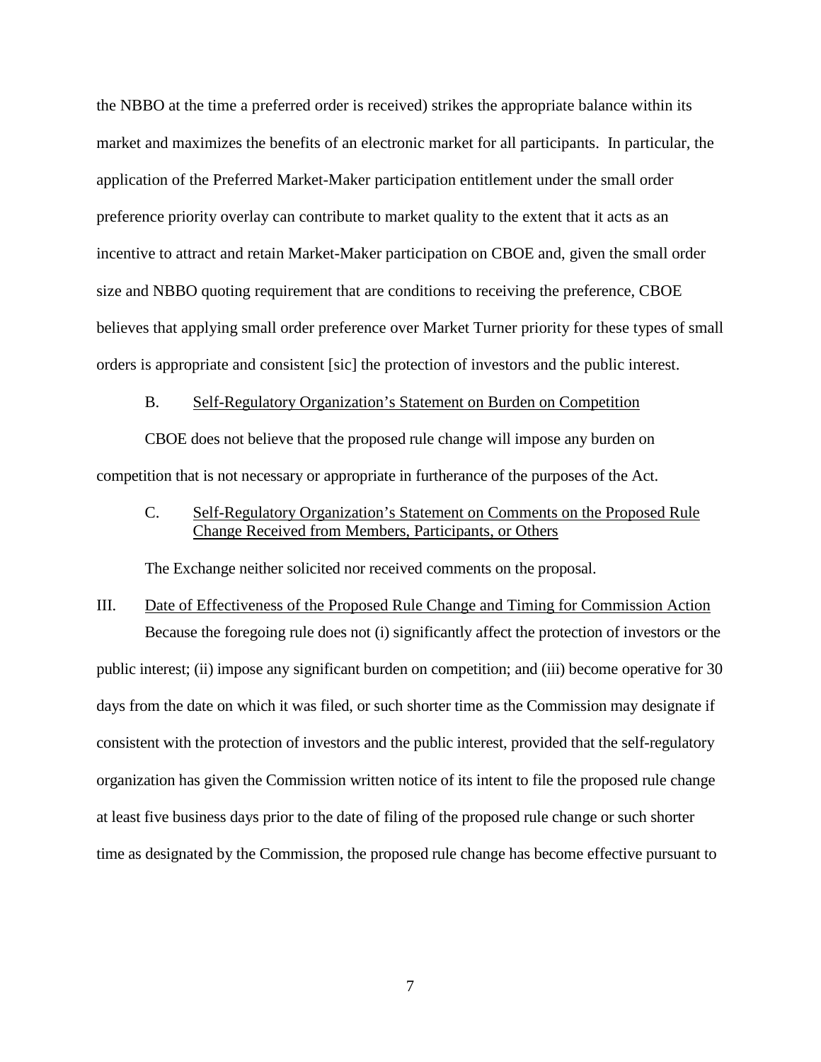the NBBO at the time a preferred order is received) strikes the appropriate balance within its market and maximizes the benefits of an electronic market for all participants. In particular, the application of the Preferred Market-Maker participation entitlement under the small order preference priority overlay can contribute to market quality to the extent that it acts as an incentive to attract and retain Market-Maker participation on CBOE and, given the small order size and NBBO quoting requirement that are conditions to receiving the preference, CBOE believes that applying small order preference over Market Turner priority for these types of small orders is appropriate and consistent [sic] the protection of investors and the public interest.

B. Self-Regulatory Organization's Statement on Burden on Competition

CBOE does not believe that the proposed rule change will impose any burden on competition that is not necessary or appropriate in furtherance of the purposes of the Act.

C. Self-Regulatory Organization's Statement on Comments on the Proposed Rule Change Received from Members, Participants, or Others

The Exchange neither solicited nor received comments on the proposal.

III. Date of Effectiveness of the Proposed Rule Change and Timing for Commission Action

Because the foregoing rule does not (i) significantly affect the protection of investors or the public interest; (ii) impose any significant burden on competition; and (iii) become operative for 30 days from the date on which it was filed, or such shorter time as the Commission may designate if consistent with the protection of investors and the public interest, provided that the self-regulatory organization has given the Commission written notice of its intent to file the proposed rule change at least five business days prior to the date of filing of the proposed rule change or such shorter time as designated by the Commission, the proposed rule change has become effective pursuant to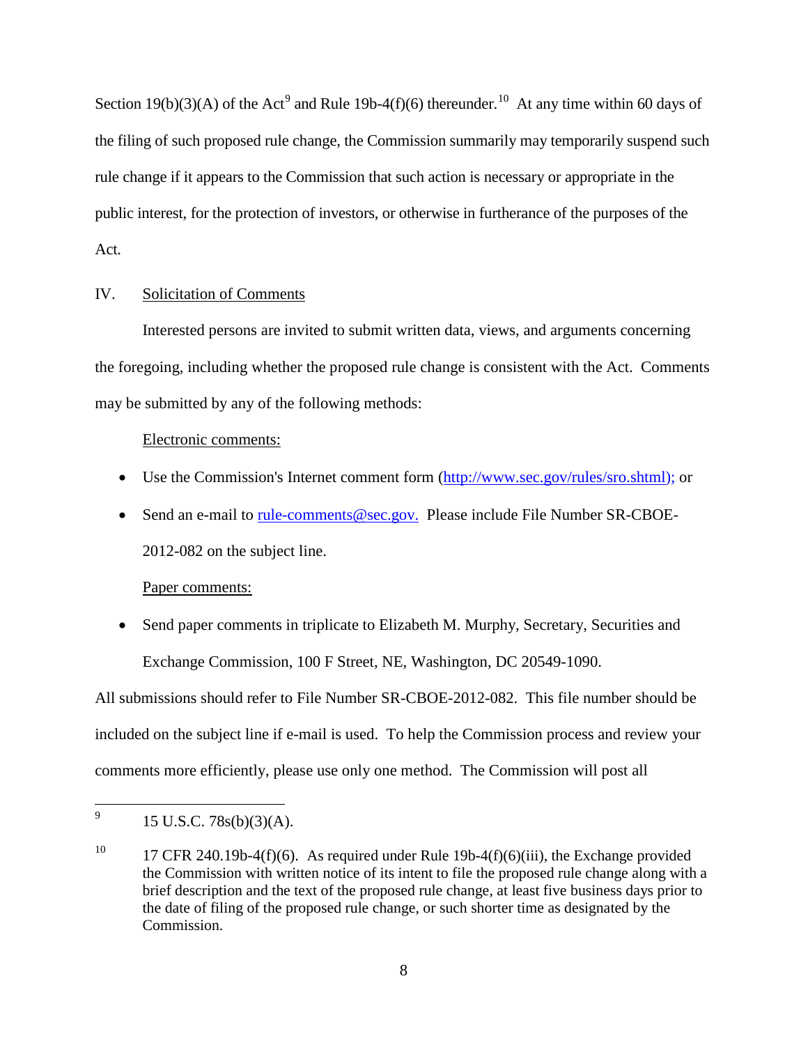Section 19(b)(3)(A) of the Act[9] and Rule 19b-4(f)(6) thereunder.[10] At any time within 60 days of the filing of such proposed rule change, the Commission summarily may temporarily suspend such rule change if it appears to the Commission that such action is necessary or appropriate in the public interest, for the protection of investors, or otherwise in furtherance of the purposes of the Act.

IV. Solicitation of Comments

Interested persons are invited to submit written data, views, and arguments concerning the foregoing, including whether the proposed rule change is consistent with the Act. Comments may be submitted by any of the following methods:

Electronic comments:

- Use the Commission's Internet comment form (http://www.sec.gov/rules/sro.shtml); or
- Send an e-mail to rule-comments@sec.gov. Please include File Number SR-CBOE-2012-082 on the subject line.

Paper comments:

- Send paper comments in triplicate to Elizabeth M. Murphy, Secretary, Securities and Exchange Commission, 100 F Street, NE, Washington, DC 20549-1090.

All submissions should refer to File Number SR-CBOE-2012-082. This file number should be included on the subject line if e-mail is used. To help the Commission process and review your comments more efficiently, please use only one method. The Commission will post all

---

[9] 15 U.S.C. 78s(b)(3)(A).

[10] 17 CFR 240.19b-4(f)(6). As required under Rule 19b-4(f)(6)(iii), the Exchange provided the Commission with written notice of its intent to file the proposed rule change along with a brief description and the text of the proposed rule change, at least five business days prior to the date of filing of the proposed rule change, or such shorter time as designated by the Commission.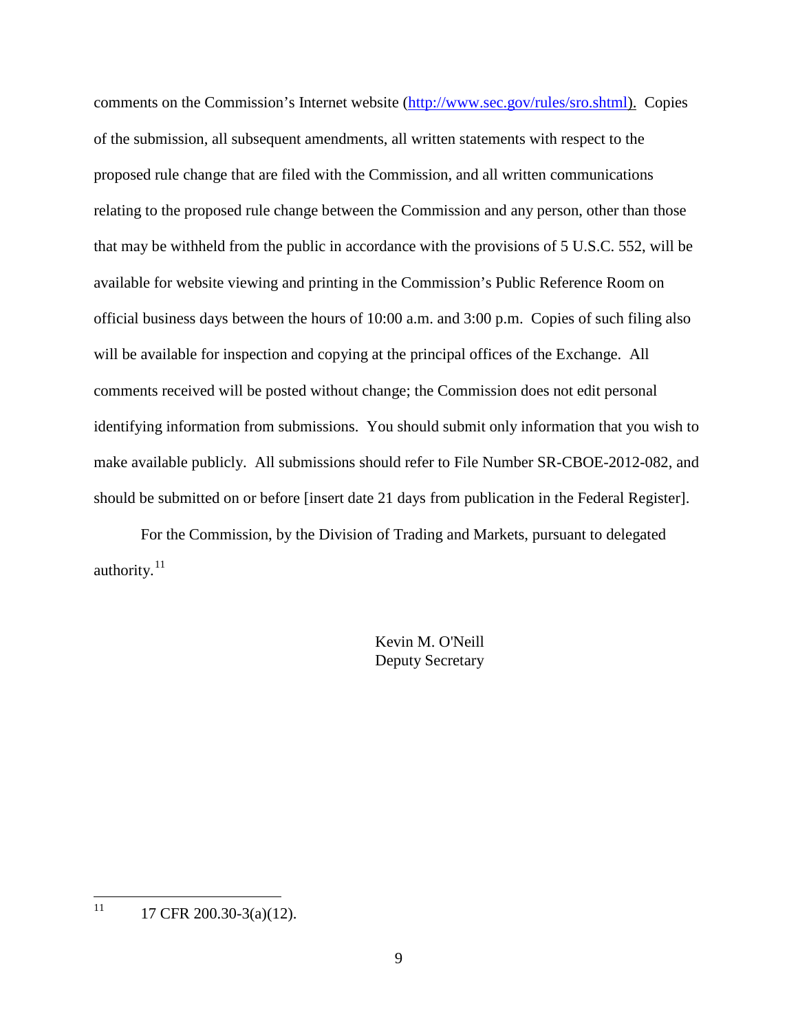comments on the Commission's Internet website (http://www.sec.gov/rules/sro.shtml). Copies of the submission, all subsequent amendments, all written statements with respect to the proposed rule change that are filed with the Commission, and all written communications relating to the proposed rule change between the Commission and any person, other than those that may be withheld from the public in accordance with the provisions of 5 U.S.C. 552, will be available for website viewing and printing in the Commission's Public Reference Room on official business days between the hours of 10:00 a.m. and 3:00 p.m. Copies of such filing also will be available for inspection and copying at the principal offices of the Exchange. All comments received will be posted without change; the Commission does not edit personal identifying information from submissions. You should submit only information that you wish to make available publicly. All submissions should refer to File Number SR-CBOE-2012-082, and should be submitted on or before [insert date 21 days from publication in the Federal Register].

For the Commission, by the Division of Trading and Markets, pursuant to delegated authority.[11]

Kevin M. O'Neill
Deputy Secretary

---

[11] 17 CFR 200.30-3(a)(12).